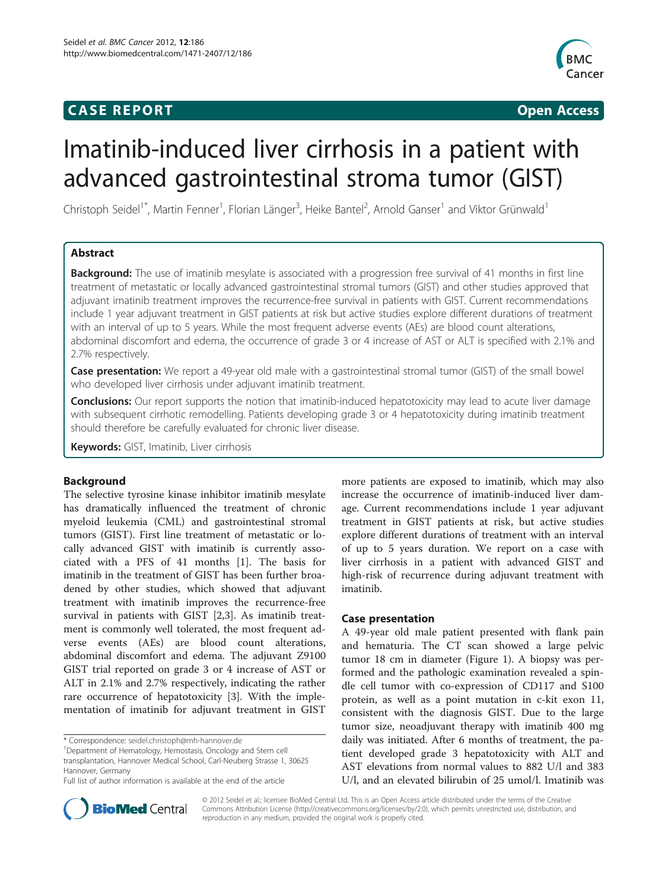**CASE REPORT** **Open Access**

# Imatinib-induced liver cirrhosis in a patient with advanced gastrointestinal stroma tumor (GIST)

Christoph Seidel[1*], Martin Fenner[1], Florian Länger[3], Heike Bantel[2], Arnold Ganser[1] and Viktor Grünwald[1]

## Abstract

**Background:** The use of imatinib mesylate is associated with a progression free survival of 41 months in first line treatment of metastatic or locally advanced gastrointestinal stromal tumors (GIST) and other studies approved that adjuvant imatinib treatment improves the recurrence-free survival in patients with GIST. Current recommendations include 1 year adjuvant treatment in GIST patients at risk but active studies explore different durations of treatment with an interval of up to 5 years. While the most frequent adverse events (AEs) are blood count alterations, abdominal discomfort and edema, the occurrence of grade 3 or 4 increase of AST or ALT is specified with 2.1% and 2.7% respectively.

**Case presentation:** We report a 49-year old male with a gastrointestinal stromal tumor (GIST) of the small bowel who developed liver cirrhosis under adjuvant imatinib treatment.

**Conclusions:** Our report supports the notion that imatinib-induced hepatotoxicity may lead to acute liver damage with subsequent cirrhotic remodelling. Patients developing grade 3 or 4 hepatotoxicity during imatinib treatment should therefore be carefully evaluated for chronic liver disease.

**Keywords:** GIST, Imatinib, Liver cirrhosis

## Background

The selective tyrosine kinase inhibitor imatinib mesylate has dramatically influenced the treatment of chronic myeloid leukemia (CML) and gastrointestinal stromal tumors (GIST). First line treatment of metastatic or locally advanced GIST with imatinib is currently associated with a PFS of 41 months [1]. The basis for imatinib in the treatment of GIST has been further broadened by other studies, which showed that adjuvant treatment with imatinib improves the recurrence-free survival in patients with GIST [2,3]. As imatinib treatment is commonly well tolerated, the most frequent adverse events (AEs) are blood count alterations, abdominal discomfort and edema. The adjuvant Z9100 GIST trial reported on grade 3 or 4 increase of AST or ALT in 2.1% and 2.7% respectively, indicating the rather rare occurrence of hepatotoxicity [3]. With the implementation of imatinib for adjuvant treatment in GIST more patients are exposed to imatinib, which may also increase the occurrence of imatinib-induced liver damage. Current recommendations include 1 year adjuvant treatment in GIST patients at risk, but active studies explore different durations of treatment with an interval of up to 5 years duration. We report on a case with liver cirrhosis in a patient with advanced GIST and high-risk of recurrence during adjuvant treatment with imatinib.

## Case presentation

A 49-year old male patient presented with flank pain and hematuria. The CT scan showed a large pelvic tumor 18 cm in diameter (Figure 1). A biopsy was performed and the pathologic examination revealed a spindle cell tumor with co-expression of CD117 and S100 protein, as well as a point mutation in c-kit exon 11, consistent with the diagnosis GIST. Due to the large tumor size, neoadjuvant therapy with imatinib 400 mg daily was initiated. After 6 months of treatment, the patient developed grade 3 hepatotoxicity with ALT and AST elevations from normal values to 882 U/l and 383 U/l, and an elevated bilirubin of 25 umol/l. Imatinib was

\* Correspondence: seidel.christoph@mh-hannover.de
[1]Department of Hematology, Hemostasis, Oncology and Stem cell transplantation, Hannover Medical School, Carl-Neuberg Strasse 1, 30625 Hannover, Germany
Full list of author information is available at the end of the article

© 2012 Seidel et al.; licensee BioMed Central Ltd. This is an Open Access article distributed under the terms of the Creative Commons Attribution License (http://creativecommons.org/licenses/by/2.0), which permits unrestricted use, distribution, and reproduction in any medium, provided the original work is properly cited.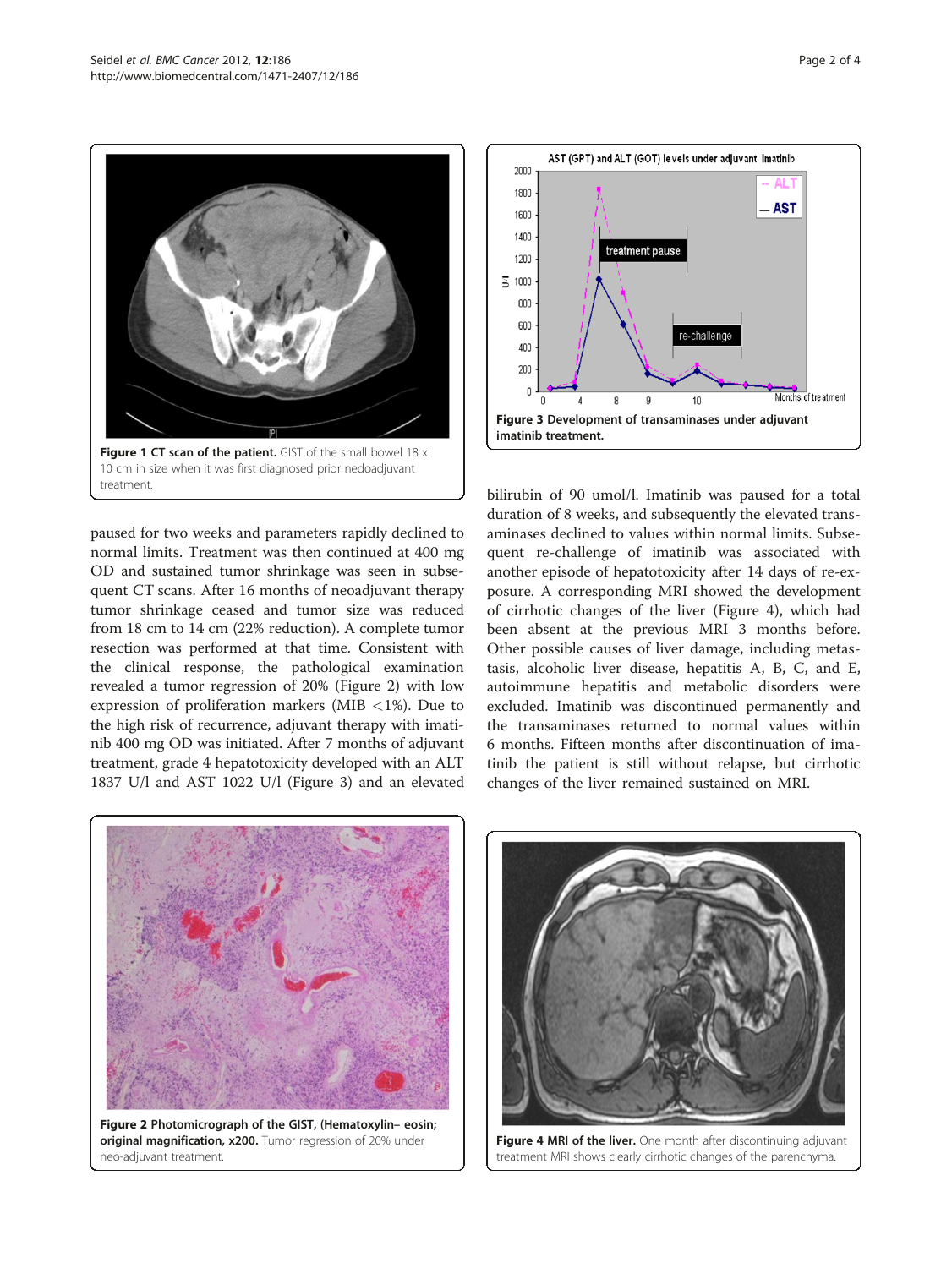Figure 1 CT scan of the patient. GIST of the small bowel 18 x 10 cm in size when it was first diagnosed prior nedoadjuvant treatment.

paused for two weeks and parameters rapidly declined to normal limits. Treatment was then continued at 400 mg OD and sustained tumor shrinkage was seen in subsequent CT scans. After 16 months of neoadjuvant therapy tumor shrinkage ceased and tumor size was reduced from 18 cm to 14 cm (22% reduction). A complete tumor resection was performed at that time. Consistent with the clinical response, the pathological examination revealed a tumor regression of 20% (Figure 2) with low expression of proliferation markers (MIB <1%). Due to the high risk of recurrence, adjuvant therapy with imatinib 400 mg OD was initiated. After 7 months of adjuvant treatment, grade 4 hepatotoxicity developed with an ALT 1837 U/l and AST 1022 U/l (Figure 3) and an elevated bilirubin of 90 umol/l. Imatinib was paused for a total duration of 8 weeks, and subsequently the elevated transaminases declined to values within normal limits. Subsequent re-challenge of imatinib was associated with another episode of hepatotoxicity after 14 days of re-exposure. A corresponding MRI showed the development of cirrhotic changes of the liver (Figure 4), which had been absent at the previous MRI 3 months before. Other possible causes of liver damage, including metastasis, alcoholic liver disease, hepatitis A, B, C, and E, autoimmune hepatitis and metabolic disorders were excluded. Imatinib was discontinued permanently and the transaminases returned to normal values within 6 months. Fifteen months after discontinuation of imatinib the patient is still without relapse, but cirrhotic changes of the liver remained sustained on MRI.

Figure 3 Development of transaminases under adjuvant imatinib treatment.

Figure 2 Photomicrograph of the GIST, (Hematoxylin– eosin; original magnification, x200. Tumor regression of 20% under neo-adjuvant treatment.

Figure 4 MRI of the liver. One month after discontinuing adjuvant treatment MRI shows clearly cirrhotic changes of the parenchyma.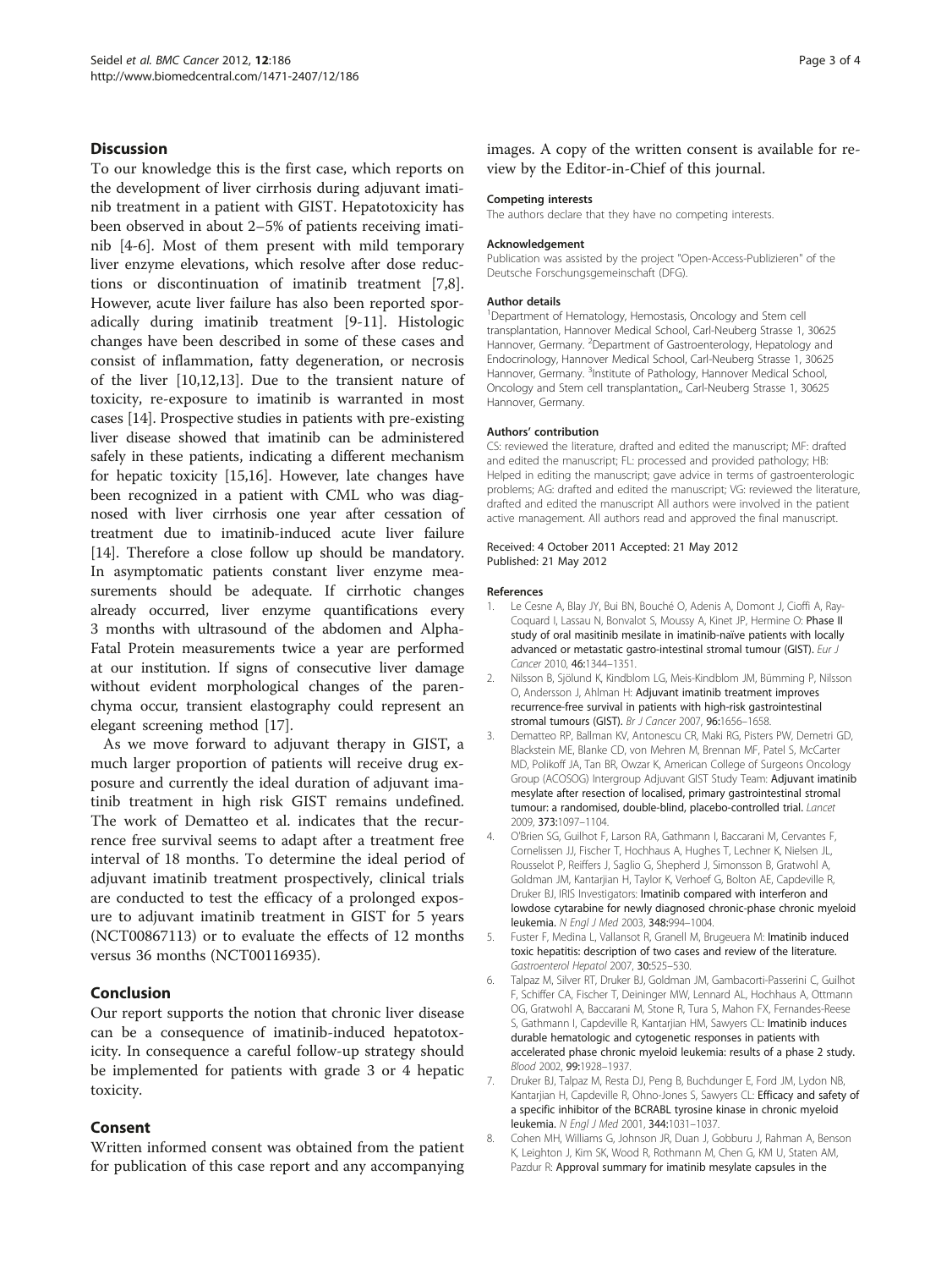## Discussion

To our knowledge this is the first case, which reports on the development of liver cirrhosis during adjuvant imatinib treatment in a patient with GIST. Hepatotoxicity has been observed in about 2–5% of patients receiving imatinib [4-6]. Most of them present with mild temporary liver enzyme elevations, which resolve after dose reductions or discontinuation of imatinib treatment [7,8]. However, acute liver failure has also been reported sporadically during imatinib treatment [9-11]. Histologic changes have been described in some of these cases and consist of inflammation, fatty degeneration, or necrosis of the liver [10,12,13]. Due to the transient nature of toxicity, re-exposure to imatinib is warranted in most cases [14]. Prospective studies in patients with pre-existing liver disease showed that imatinib can be administered safely in these patients, indicating a different mechanism for hepatic toxicity [15,16]. However, late changes have been recognized in a patient with CML who was diagnosed with liver cirrhosis one year after cessation of treatment due to imatinib-induced acute liver failure [14]. Therefore a close follow up should be mandatory. In asymptomatic patients constant liver enzyme measurements should be adequate. If cirrhotic changes already occurred, liver enzyme quantifications every 3 months with ultrasound of the abdomen and Alpha-Fatal Protein measurements twice a year are performed at our institution. If signs of consecutive liver damage without evident morphological changes of the parenchyma occur, transient elastography could represent an elegant screening method [17].

As we move forward to adjuvant therapy in GIST, a much larger proportion of patients will receive drug exposure and currently the ideal duration of adjuvant imatinib treatment in high risk GIST remains undefined. The work of Dematteo et al. indicates that the recurrence free survival seems to adapt after a treatment free interval of 18 months. To determine the ideal period of adjuvant imatinib treatment prospectively, clinical trials are conducted to test the efficacy of a prolonged exposure to adjuvant imatinib treatment in GIST for 5 years (NCT00867113) or to evaluate the effects of 12 months versus 36 months (NCT00116935).

## Conclusion

Our report supports the notion that chronic liver disease can be a consequence of imatinib-induced hepatotoxicity. In consequence a careful follow-up strategy should be implemented for patients with grade 3 or 4 hepatic toxicity.

## Consent

Written informed consent was obtained from the patient for publication of this case report and any accompanying images. A copy of the written consent is available for review by the Editor-in-Chief of this journal.

#### Competing interests

The authors declare that they have no competing interests.

#### Acknowledgement

Publication was assisted by the project "Open-Access-Publizieren" of the Deutsche Forschungsgemeinschaft (DFG).

#### Author details

[1]Department of Hematology, Hemostasis, Oncology and Stem cell transplantation, Hannover Medical School, Carl-Neuberg Strasse 1, 30625 Hannover, Germany. [2]Department of Gastroenterology, Hepatology and Endocrinology, Hannover Medical School, Carl-Neuberg Strasse 1, 30625 Hannover, Germany. [3]Institute of Pathology, Hannover Medical School, Oncology and Stem cell transplantation,, Carl-Neuberg Strasse 1, 30625 Hannover, Germany.

#### Authors' contribution

CS: reviewed the literature, drafted and edited the manuscript; MF: drafted and edited the manuscript; FL: processed and provided pathology; HB: Helped in editing the manuscript; gave advice in terms of gastroenterologic problems; AG: drafted and edited the manuscript; VG: reviewed the literature, drafted and edited the manuscript All authors were involved in the patient active management. All authors read and approved the final manuscript.

Received: 4 October 2011 Accepted: 21 May 2012
Published: 21 May 2012

#### References

1. Le Cesne A, Blay JY, Bui BN, Bouché O, Adenis A, Domont J, Cioffi A, Ray-Coquard I, Lassau N, Bonvalot S, Moussy A, Kinet JP, Hermine O: **Phase II study of oral masitinib mesilate in imatinib-naïve patients with locally advanced or metastatic gastro-intestinal stromal tumour (GIST).** *Eur J Cancer* 2010, **46:**1344–1351.
2. Nilsson B, Sjölund K, Kindblom LG, Meis-Kindblom JM, Bümming P, Nilsson O, Andersson J, Ahlman H: **Adjuvant imatinib treatment improves recurrence-free survival in patients with high-risk gastrointestinal stromal tumours (GIST).** *Br J Cancer* 2007, **96:**1656–1658.
3. Dematteo RP, Ballman KV, Antonescu CR, Maki RG, Pisters PW, Demetri GD, Blackstein ME, Blanke CD, von Mehren M, Brennan MF, Patel S, McCarter MD, Polikoff JA, Tan BR, Owzar K, American College of Surgeons Oncology Group (ACOSOG) Intergroup Adjuvant GIST Study Team: **Adjuvant imatinib mesylate after resection of localised, primary gastrointestinal stromal tumour: a randomised, double-blind, placebo-controlled trial.** *Lancet* 2009, **373:**1097–1104.
4. O'Brien SG, Guilhot F, Larson RA, Gathmann I, Baccarani M, Cervantes F, Cornelissen JJ, Fischer T, Hochhaus A, Hughes T, Lechner K, Nielsen JL, Rousselot P, Reiffers J, Saglio G, Shepherd J, Simonsson B, Gratwohl A, Goldman JM, Kantarjian H, Taylor K, Verhoef G, Bolton AE, Capdeville R, Druker BJ, IRIS Investigators: **Imatinib compared with interferon and lowdose cytarabine for newly diagnosed chronic-phase chronic myeloid leukemia.** *N Engl J Med* 2003, **348:**994–1004.
5. Fuster F, Medina L, Vallansot R, Granell M, Brugeuera M: **Imatinib induced toxic hepatitis: description of two cases and review of the literature.** *Gastroenterol Hepatol* 2007, **30:**525–530.
6. Talpaz M, Silver RT, Druker BJ, Goldman JM, Gambacorti-Passerini C, Guilhot F, Schiffer CA, Fischer T, Deininger MW, Lennard AL, Hochhaus A, Ottmann OG, Gratwohl A, Baccarani M, Stone R, Tura S, Mahon FX, Fernandes-Reese S, Gathmann I, Capdeville R, Kantarjian HM, Sawyers CL: **Imatinib induces durable hematologic and cytogenetic responses in patients with accelerated phase chronic myeloid leukemia: results of a phase 2 study.** *Blood* 2002, **99:**1928–1937.
7. Druker BJ, Talpaz M, Resta DJ, Peng B, Buchdunger E, Ford JM, Lydon NB, Kantarjian H, Capdeville R, Ohno-Jones S, Sawyers CL: **Efficacy and safety of a specific inhibitor of the BCRABL tyrosine kinase in chronic myeloid leukemia.** *N Engl J Med* 2001, **344:**1031–1037.
8. Cohen MH, Williams G, Johnson JR, Duan J, Gobburu J, Rahman A, Benson K, Leighton J, Kim SK, Wood R, Rothmann M, Chen G, KM U, Staten AM, Pazdur R: **Approval summary for imatinib mesylate capsules in the**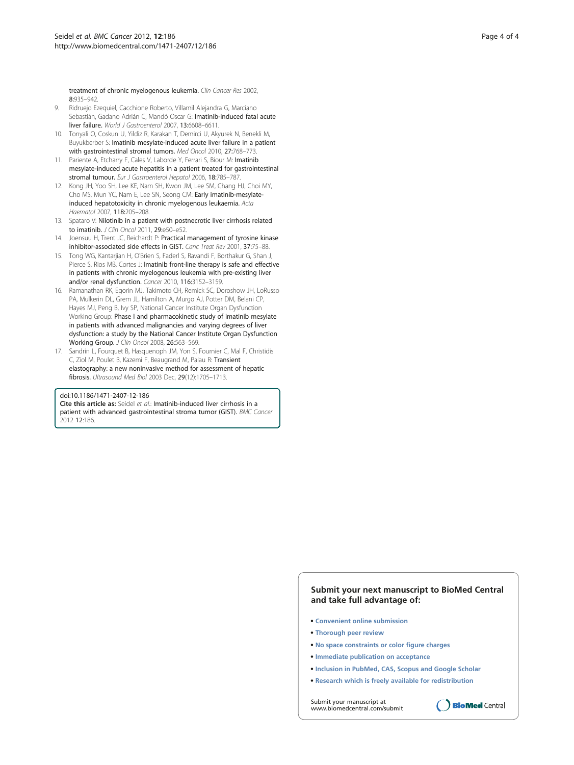treatment of chronic myelogenous leukemia. *Clin Cancer Res* 2002, **8**:935–942.

9. Ridruejo Ezequiel, Cacchione Roberto, Villamil Alejandra G, Marciano Sebastián, Gadano Adrián C, Mandó Oscar G: **Imatinib-induced fatal acute liver failure.** *World J Gastroenterol* 2007, **13**:6608–6611.
10. Tonyali O, Coskun U, Yildiz R, Karakan T, Demirci U, Akyurek N, Benekli M, Buyukberber S: **Imatinib mesylate-induced acute liver failure in a patient with gastrointestinal stromal tumors.** *Med Oncol* 2010, **27**:768–773.
11. Pariente A, Etcharry F, Cales V, Laborde Y, Ferrari S, Biour M: **Imatinib mesylate-induced acute hepatitis in a patient treated for gastrointestinal stromal tumour.** *Eur J Gastroenterol Hepatol* 2006, **18**:785–787.
12. Kong JH, Yoo SH, Lee KE, Nam SH, Kwon JM, Lee SM, Chang HJ, Choi MY, Cho MS, Mun YC, Nam E, Lee SN, Seong CM: **Early imatinib-mesylate-induced hepatotoxicity in chronic myelogenous leukaemia.** *Acta Haematol* 2007, **118**:205–208.
13. Spataro V: **Nilotinib in a patient with postnecrotic liver cirrhosis related to imatinib.** *J Clin Oncol* 2011, **29**:e50–e52.
14. Joensuu H, Trent JC, Reichardt P: **Practical management of tyrosine kinase inhibitor-associated side effects in GIST.** *Canc Treat Rev* 2001, **37**:75–88.
15. Tong WG, Kantarjian H, O'Brien S, Faderl S, Ravandi F, Borthakur G, Shan J, Pierce S, Rios MB, Cortes J: **Imatinib front-line therapy is safe and effective in patients with chronic myelogenous leukemia with pre-existing liver and/or renal dysfunction.** *Cancer* 2010, **116**:3152–3159.
16. Ramanathan RK, Egorin MJ, Takimoto CH, Remick SC, Doroshow JH, LoRusso PA, Mulkerin DL, Grem JL, Hamilton A, Murgo AJ, Potter DM, Belani CP, Hayes MJ, Peng B, Ivy SP, National Cancer Institute Organ Dysfunction Working Group: **Phase I and pharmacokinetic study of imatinib mesylate in patients with advanced malignancies and varying degrees of liver dysfunction: a study by the National Cancer Institute Organ Dysfunction Working Group.** *J Clin Oncol* 2008, **26**:563–569.
17. Sandrin L, Fourquet B, Hasquenoph JM, Yon S, Fournier C, Mal F, Christidis C, Ziol M, Poulet B, Kazemi F, Beaugrand M, Palau R: **Transient elastography: a new noninvasive method for assessment of hepatic fibrosis.** *Ultrasound Med Biol* 2003 Dec, **29**(12):1705–1713.

doi:10.1186/1471-2407-12-186
**Cite this article as:** Seidel *et al.*: Imatinib-induced liver cirrhosis in a patient with advanced gastrointestinal stroma tumor (GIST). *BMC Cancer* 2012 **12**:186.

**Submit your next manuscript to BioMed Central and take full advantage of:**

- **Convenient online submission**
- **Thorough peer review**
- **No space constraints or color figure charges**
- **Immediate publication on acceptance**
- **Inclusion in PubMed, CAS, Scopus and Google Scholar**
- **Research which is freely available for redistribution**

Submit your manuscript at
www.biomedcentral.com/submit

BioMed Central